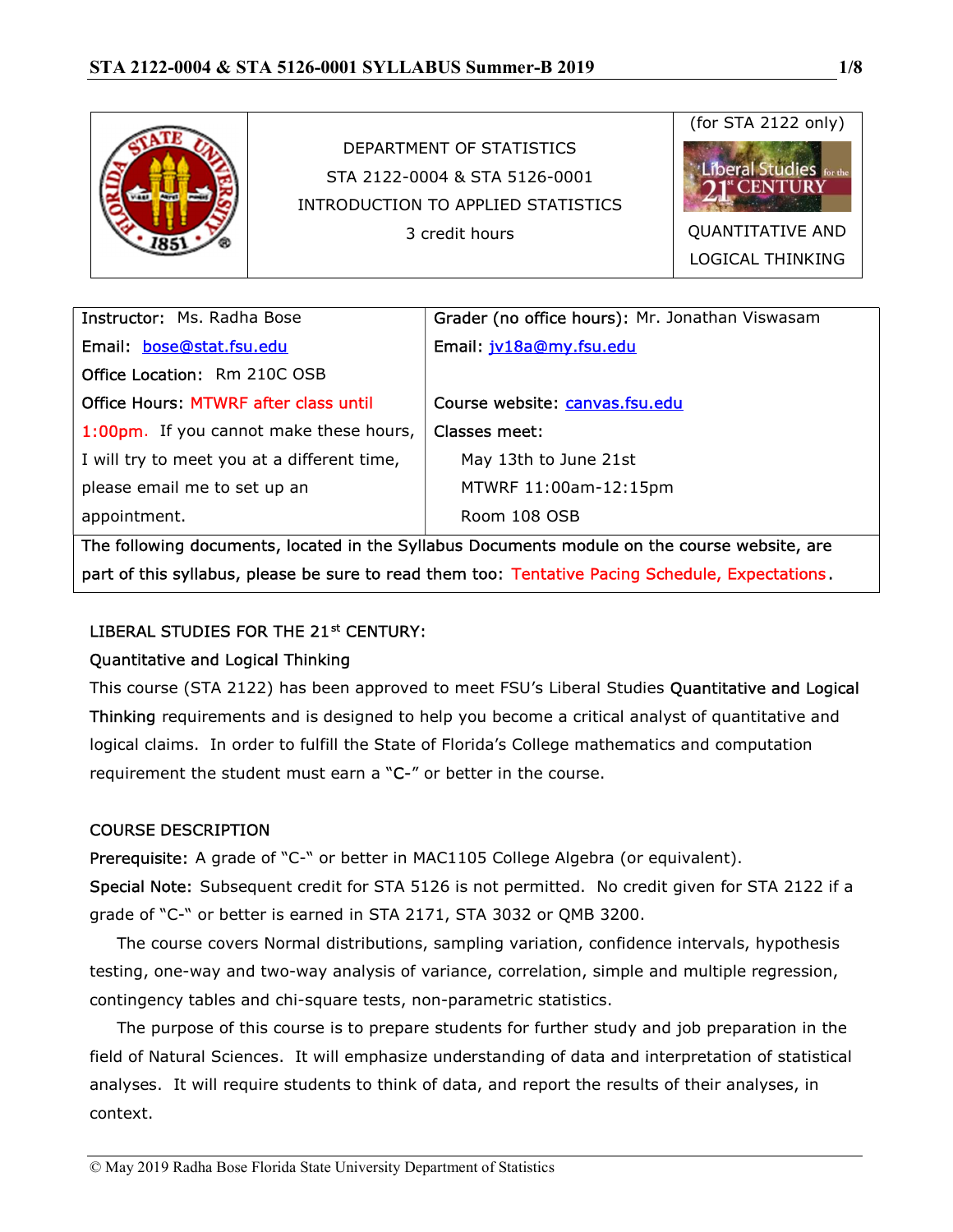| | DEPARTMENT OF STATISTICS<br>STA 2122-0004 & STA 5126-0001<br>INTRODUCTION TO APPLIED STATISTICS<br>3 credit hours | (for STA 2122 only)<br>Liberal Studies for the 21st CENTURY<br>QUANTITATIVE AND LOGICAL THINKING |
|---|---|---|

| Instructor: Ms. Radha Bose | Grader (no office hours): Mr. Jonathan Viswasam |
|---|---|
| Email: bose@stat.fsu.edu | Email: jv18a@my.fsu.edu |
| Office Location: Rm 210C OSB | |
| Office Hours: MTWRF after class until 1:00pm. If you cannot make these hours, I will try to meet you at a different time, please email me to set up an appointment. | Course website: canvas.fsu.edu<br>Classes meet:<br>May 13th to June 21st<br>MTWRF 11:00am-12:15pm<br>Room 108 OSB |
| The following documents, located in the Syllabus Documents module on the course website, are part of this syllabus, please be sure to read them too: Tentative Pacing Schedule, Expectations. | |

## LIBERAL STUDIES FOR THE 21st CENTURY:

### Quantitative and Logical Thinking

This course (STA 2122) has been approved to meet FSU's Liberal Studies Quantitative and Logical Thinking requirements and is designed to help you become a critical analyst of quantitative and logical claims. In order to fulfill the State of Florida's College mathematics and computation requirement the student must earn a "C-" or better in the course.

## COURSE DESCRIPTION

**Prerequisite:** A grade of "C-" or better in MAC1105 College Algebra (or equivalent).

**Special Note:** Subsequent credit for STA 5126 is not permitted. No credit given for STA 2122 if a grade of "C-" or better is earned in STA 2171, STA 3032 or QMB 3200.

The course covers Normal distributions, sampling variation, confidence intervals, hypothesis testing, one-way and two-way analysis of variance, correlation, simple and multiple regression, contingency tables and chi-square tests, non-parametric statistics.

The purpose of this course is to prepare students for further study and job preparation in the field of Natural Sciences. It will emphasize understanding of data and interpretation of statistical analyses. It will require students to think of data, and report the results of their analyses, in context.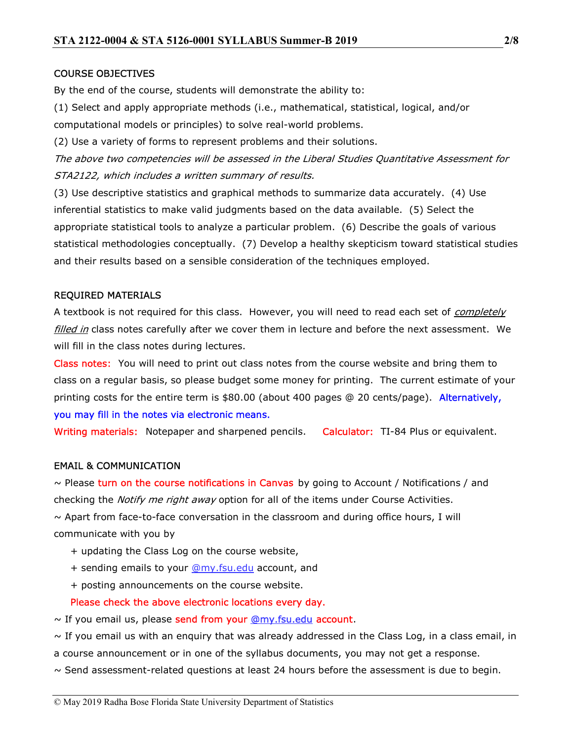## COURSE OBJECTIVES

By the end of the course, students will demonstrate the ability to:

(1) Select and apply appropriate methods (i.e., mathematical, statistical, logical, and/or computational models or principles) to solve real-world problems.

(2) Use a variety of forms to represent problems and their solutions.

*The above two competencies will be assessed in the Liberal Studies Quantitative Assessment for STA2122, which includes a written summary of results.*

(3) Use descriptive statistics and graphical methods to summarize data accurately. (4) Use inferential statistics to make valid judgments based on the data available. (5) Select the appropriate statistical tools to analyze a particular problem. (6) Describe the goals of various statistical methodologies conceptually. (7) Develop a healthy skepticism toward statistical studies and their results based on a sensible consideration of the techniques employed.

## REQUIRED MATERIALS

A textbook is not required for this class. However, you will need to read each set of *completely filled in* class notes carefully after we cover them in lecture and before the next assessment. We will fill in the class notes during lectures.

Class notes: You will need to print out class notes from the course website and bring them to class on a regular basis, so please budget some money for printing. The current estimate of your printing costs for the entire term is $80.00 (about 400 pages @ 20 cents/page). Alternatively, you may fill in the notes via electronic means.

Writing materials: Notepaper and sharpened pencils. Calculator: TI-84 Plus or equivalent.

## EMAIL & COMMUNICATION

~ Please turn on the course notifications in Canvas by going to Account / Notifications / and checking the *Notify me right away* option for all of the items under Course Activities.

~ Apart from face-to-face conversation in the classroom and during office hours, I will communicate with you by

+ updating the Class Log on the course website,
+ sending emails to your @my.fsu.edu account, and
+ posting announcements on the course website.

Please check the above electronic locations every day.

~ If you email us, please send from your @my.fsu.edu account.

~ If you email us with an enquiry that was already addressed in the Class Log, in a class email, in a course announcement or in one of the syllabus documents, you may not get a response.

~ Send assessment-related questions at least 24 hours before the assessment is due to begin.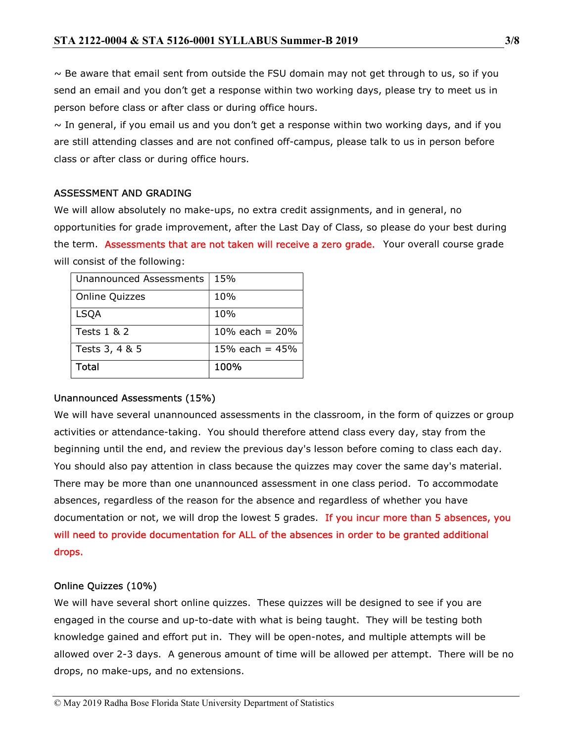~ Be aware that email sent from outside the FSU domain may not get through to us, so if you send an email and you don't get a response within two working days, please try to meet us in person before class or after class or during office hours.

~ In general, if you email us and you don't get a response within two working days, and if you are still attending classes and are not confined off-campus, please talk to us in person before class or after class or during office hours.

## ASSESSMENT AND GRADING

We will allow absolutely no make-ups, no extra credit assignments, and in general, no opportunities for grade improvement, after the Last Day of Class, so please do your best during the term. Assessments that are not taken will receive a zero grade. Your overall course grade will consist of the following:

| Unannounced Assessments | 15% |
|---|---|
| Online Quizzes | 10% |
| LSQA | 10% |
| Tests 1 & 2 | 10% each = 20% |
| Tests 3, 4 & 5 | 15% each = 45% |
| **Total** | **100%** |

### Unannounced Assessments (15%)

We will have several unannounced assessments in the classroom, in the form of quizzes or group activities or attendance-taking. You should therefore attend class every day, stay from the beginning until the end, and review the previous day's lesson before coming to class each day. You should also pay attention in class because the quizzes may cover the same day's material. There may be more than one unannounced assessment in one class period. To accommodate absences, regardless of the reason for the absence and regardless of whether you have documentation or not, we will drop the lowest 5 grades. If you incur more than 5 absences, you will need to provide documentation for ALL of the absences in order to be granted additional drops.

### Online Quizzes (10%)

We will have several short online quizzes. These quizzes will be designed to see if you are engaged in the course and up-to-date with what is being taught. They will be testing both knowledge gained and effort put in. They will be open-notes, and multiple attempts will be allowed over 2-3 days. A generous amount of time will be allowed per attempt. There will be no drops, no make-ups, and no extensions.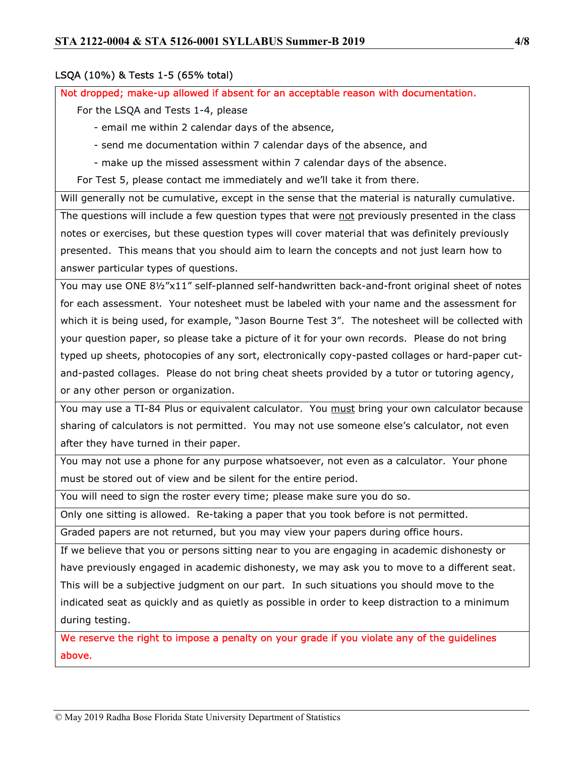LSQA (10%) & Tests 1-5 (65% total)

Not dropped; make-up allowed if absent for an acceptable reason with documentation.

For the LSQA and Tests 1-4, please

- email me within 2 calendar days of the absence,
- send me documentation within 7 calendar days of the absence, and
- make up the missed assessment within 7 calendar days of the absence.

For Test 5, please contact me immediately and we'll take it from there.

Will generally not be cumulative, except in the sense that the material is naturally cumulative.

The questions will include a few question types that were not previously presented in the class notes or exercises, but these question types will cover material that was definitely previously presented. This means that you should aim to learn the concepts and not just learn how to answer particular types of questions.

You may use ONE 8½"x11" self-planned self-handwritten back-and-front original sheet of notes for each assessment. Your notesheet must be labeled with your name and the assessment for which it is being used, for example, "Jason Bourne Test 3". The notesheet will be collected with your question paper, so please take a picture of it for your own records. Please do not bring typed up sheets, photocopies of any sort, electronically copy-pasted collages or hard-paper cut-and-pasted collages. Please do not bring cheat sheets provided by a tutor or tutoring agency, or any other person or organization.

You may use a TI-84 Plus or equivalent calculator. You must bring your own calculator because sharing of calculators is not permitted. You may not use someone else's calculator, not even after they have turned in their paper.

You may not use a phone for any purpose whatsoever, not even as a calculator. Your phone must be stored out of view and be silent for the entire period.

You will need to sign the roster every time; please make sure you do so.

Only one sitting is allowed. Re-taking a paper that you took before is not permitted.

Graded papers are not returned, but you may view your papers during office hours.

If we believe that you or persons sitting near to you are engaging in academic dishonesty or have previously engaged in academic dishonesty, we may ask you to move to a different seat. This will be a subjective judgment on our part. In such situations you should move to the indicated seat as quickly and as quietly as possible in order to keep distraction to a minimum during testing.

We reserve the right to impose a penalty on your grade if you violate any of the guidelines above.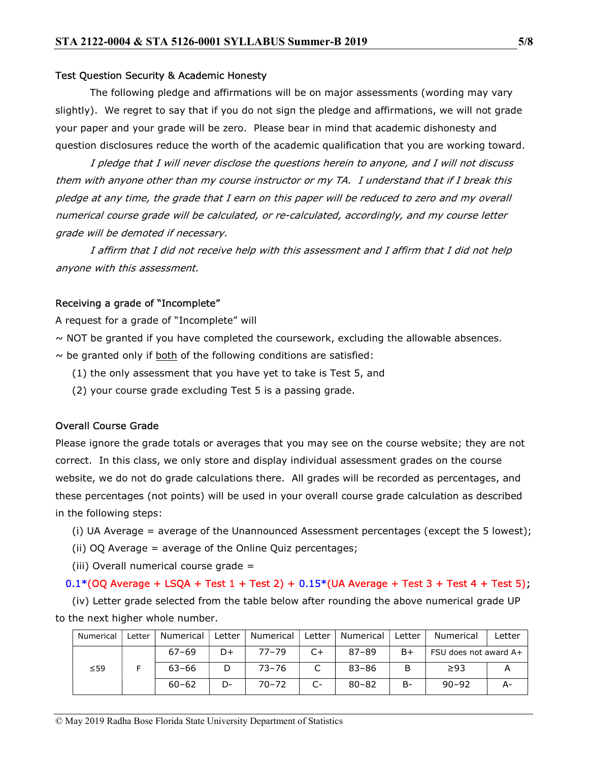### Test Question Security & Academic Honesty

The following pledge and affirmations will be on major assessments (wording may vary slightly). We regret to say that if you do not sign the pledge and affirmations, we will not grade your paper and your grade will be zero. Please bear in mind that academic dishonesty and question disclosures reduce the worth of the academic qualification that you are working toward.

*I pledge that I will never disclose the questions herein to anyone, and I will not discuss them with anyone other than my course instructor or my TA. I understand that if I break this pledge at any time, the grade that I earn on this paper will be reduced to zero and my overall numerical course grade will be calculated, or re-calculated, accordingly, and my course letter grade will be demoted if necessary.*

*I affirm that I did not receive help with this assessment and I affirm that I did not help anyone with this assessment.*

### Receiving a grade of "Incomplete"

A request for a grade of "Incomplete" will

~ NOT be granted if you have completed the coursework, excluding the allowable absences.

~ be granted only if both of the following conditions are satisfied:

(1) the only assessment that you have yet to take is Test 5, and

(2) your course grade excluding Test 5 is a passing grade.

### Overall Course Grade

Please ignore the grade totals or averages that you may see on the course website; they are not correct. In this class, we only store and display individual assessment grades on the course website, we do not do grade calculations there. All grades will be recorded as percentages, and these percentages (not points) will be used in your overall course grade calculation as described in the following steps:

(i) UA Average = average of the Unannounced Assessment percentages (except the 5 lowest);

(ii) OQ Average = average of the Online Quiz percentages;

(iii) Overall numerical course grade =

0.1*(OQ Average + LSQA + Test 1 + Test 2) + 0.15*(UA Average + Test 3 + Test 4 + Test 5);

(iv) Letter grade selected from the table below after rounding the above numerical grade UP to the next higher whole number.

| Numerical | Letter | Numerical | Letter | Numerical | Letter | Numerical | Letter | Numerical | Letter |
|---|---|---|---|---|---|---|---|---|---|
| ≤59 | F | 67–69 | D+ | 77–79 | C+ | 87–89 | B+ | FSU does not award A+ | |
| | | 63–66 | D | 73–76 | C | 83–86 | B | ≥93 | A |
| | | 60–62 | D- | 70–72 | C- | 80–82 | B- | 90–92 | A- |

© May 2019 Radha Bose Florida State University Department of Statistics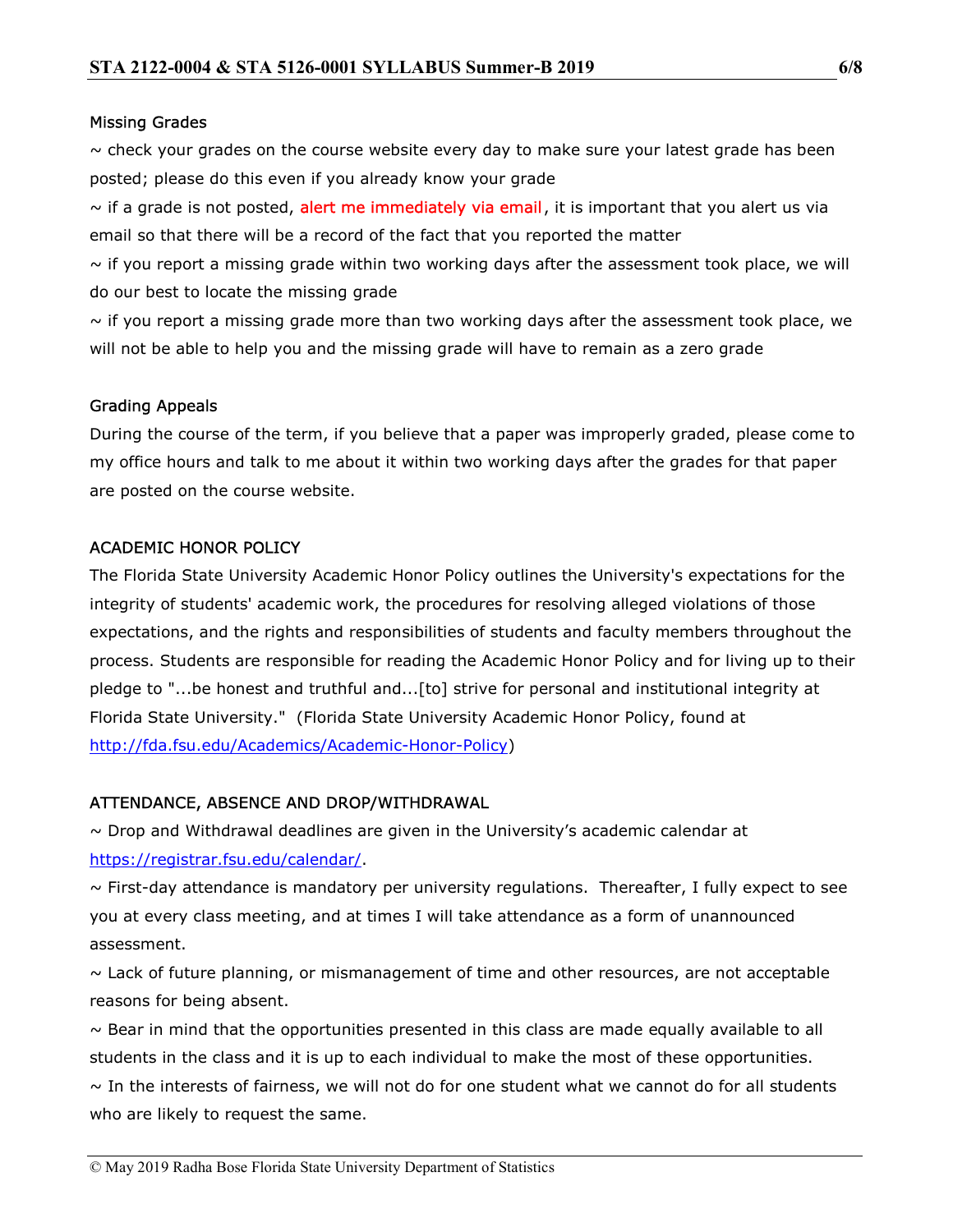### Missing Grades

~ check your grades on the course website every day to make sure your latest grade has been posted; please do this even if you already know your grade

~ if a grade is not posted, alert me immediately via email, it is important that you alert us via email so that there will be a record of the fact that you reported the matter

~ if you report a missing grade within two working days after the assessment took place, we will do our best to locate the missing grade

~ if you report a missing grade more than two working days after the assessment took place, we will not be able to help you and the missing grade will have to remain as a zero grade

### Grading Appeals

During the course of the term, if you believe that a paper was improperly graded, please come to my office hours and talk to me about it within two working days after the grades for that paper are posted on the course website.

## ACADEMIC HONOR POLICY

The Florida State University Academic Honor Policy outlines the University's expectations for the integrity of students' academic work, the procedures for resolving alleged violations of those expectations, and the rights and responsibilities of students and faculty members throughout the process. Students are responsible for reading the Academic Honor Policy and for living up to their pledge to "...be honest and truthful and...[to] strive for personal and institutional integrity at Florida State University." (Florida State University Academic Honor Policy, found at http://fda.fsu.edu/Academics/Academic-Honor-Policy)

## ATTENDANCE, ABSENCE AND DROP/WITHDRAWAL

~ Drop and Withdrawal deadlines are given in the University's academic calendar at https://registrar.fsu.edu/calendar/.

~ First-day attendance is mandatory per university regulations. Thereafter, I fully expect to see you at every class meeting, and at times I will take attendance as a form of unannounced assessment.

~ Lack of future planning, or mismanagement of time and other resources, are not acceptable reasons for being absent.

~ Bear in mind that the opportunities presented in this class are made equally available to all students in the class and it is up to each individual to make the most of these opportunities.

~ In the interests of fairness, we will not do for one student what we cannot do for all students who are likely to request the same.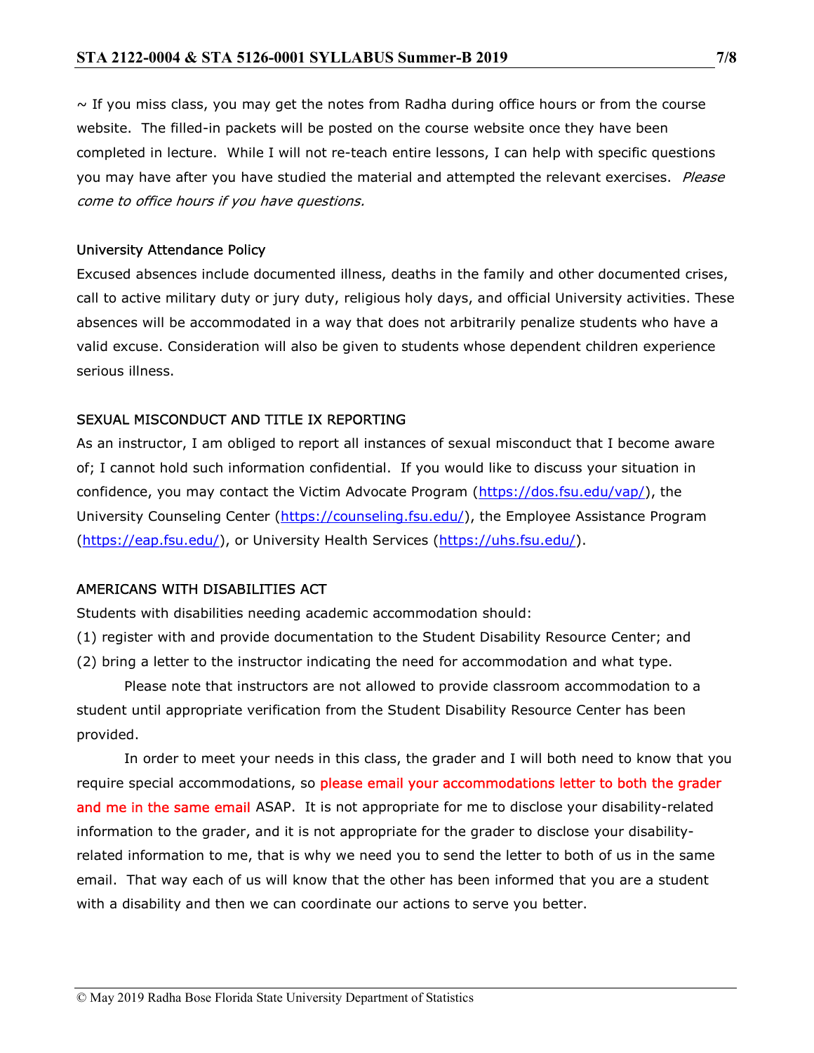~ If you miss class, you may get the notes from Radha during office hours or from the course website. The filled-in packets will be posted on the course website once they have been completed in lecture. While I will not re-teach entire lessons, I can help with specific questions you may have after you have studied the material and attempted the relevant exercises. *Please come to office hours if you have questions.*

### University Attendance Policy

Excused absences include documented illness, deaths in the family and other documented crises, call to active military duty or jury duty, religious holy days, and official University activities. These absences will be accommodated in a way that does not arbitrarily penalize students who have a valid excuse. Consideration will also be given to students whose dependent children experience serious illness.

### SEXUAL MISCONDUCT AND TITLE IX REPORTING

As an instructor, I am obliged to report all instances of sexual misconduct that I become aware of; I cannot hold such information confidential. If you would like to discuss your situation in confidence, you may contact the Victim Advocate Program (https://dos.fsu.edu/vap/), the University Counseling Center (https://counseling.fsu.edu/), the Employee Assistance Program (https://eap.fsu.edu/), or University Health Services (https://uhs.fsu.edu/).

### AMERICANS WITH DISABILITIES ACT

Students with disabilities needing academic accommodation should:

(1) register with and provide documentation to the Student Disability Resource Center; and
(2) bring a letter to the instructor indicating the need for accommodation and what type.

Please note that instructors are not allowed to provide classroom accommodation to a student until appropriate verification from the Student Disability Resource Center has been provided.

In order to meet your needs in this class, the grader and I will both need to know that you require special accommodations, so please email your accommodations letter to both the grader and me in the same email ASAP. It is not appropriate for me to disclose your disability-related information to the grader, and it is not appropriate for the grader to disclose your disability-related information to me, that is why we need you to send the letter to both of us in the same email. That way each of us will know that the other has been informed that you are a student with a disability and then we can coordinate our actions to serve you better.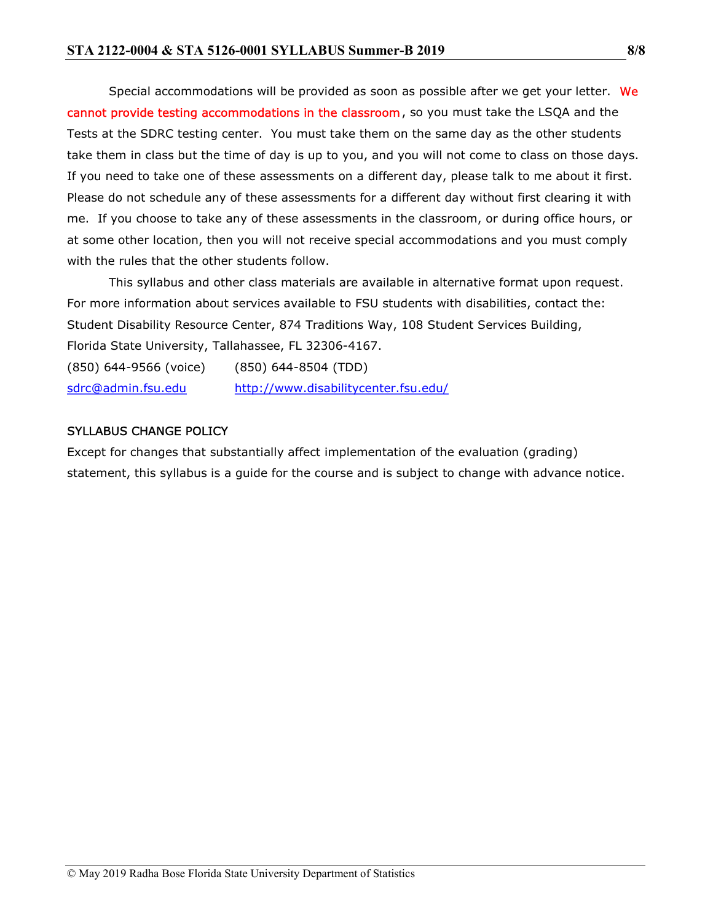Special accommodations will be provided as soon as possible after we get your letter. We cannot provide testing accommodations in the classroom, so you must take the LSQA and the Tests at the SDRC testing center. You must take them on the same day as the other students take them in class but the time of day is up to you, and you will not come to class on those days. If you need to take one of these assessments on a different day, please talk to me about it first. Please do not schedule any of these assessments for a different day without first clearing it with me. If you choose to take any of these assessments in the classroom, or during office hours, or at some other location, then you will not receive special accommodations and you must comply with the rules that the other students follow.

This syllabus and other class materials are available in alternative format upon request. For more information about services available to FSU students with disabilities, contact the: Student Disability Resource Center, 874 Traditions Way, 108 Student Services Building, Florida State University, Tallahassee, FL 32306-4167.

(850) 644-9566 (voice)    (850) 644-8504 (TDD)

sdrc@admin.fsu.edu    http://www.disabilitycenter.fsu.edu/

## SYLLABUS CHANGE POLICY

Except for changes that substantially affect implementation of the evaluation (grading) statement, this syllabus is a guide for the course and is subject to change with advance notice.

© May 2019 Radha Bose Florida State University Department of Statistics